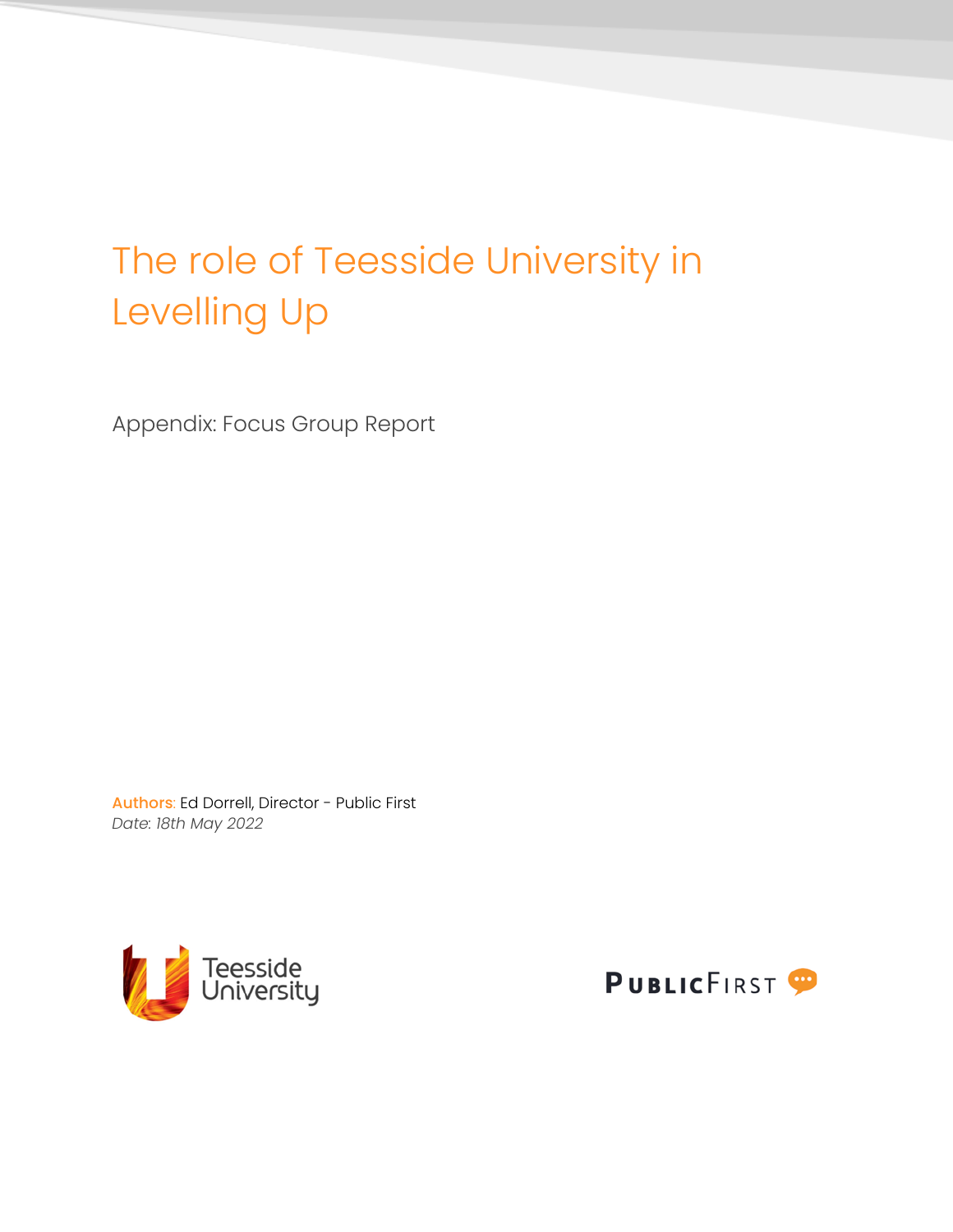# The role of Teesside University in Levelling Up

Appendix: Focus Group Report

Authors: Ed Dorrell, Director - Public First

*Date: 18th May 2022*

Teesside University

PublicFirst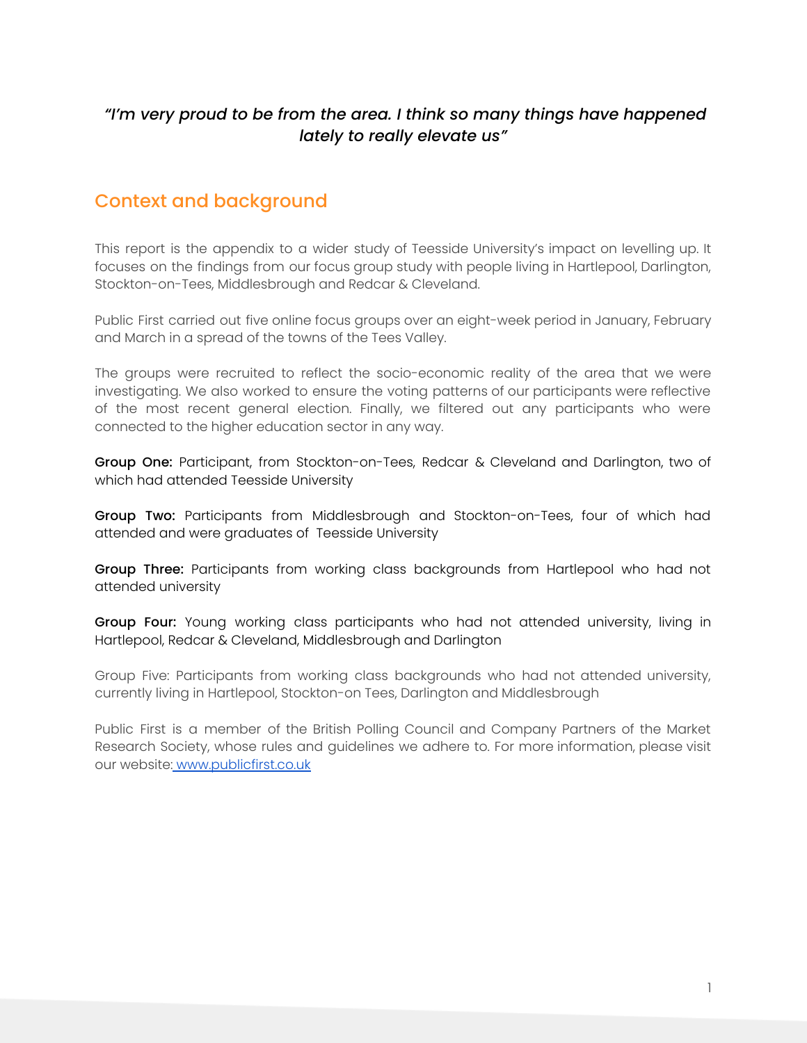*"I'm very proud to be from the area. I think so many things have happened lately to really elevate us"*

## Context and background

This report is the appendix to a wider study of Teesside University's impact on levelling up. It focuses on the findings from our focus group study with people living in Hartlepool, Darlington, Stockton-on-Tees, Middlesbrough and Redcar & Cleveland.

Public First carried out five online focus groups over an eight-week period in January, February and March in a spread of the towns of the Tees Valley.

The groups were recruited to reflect the socio-economic reality of the area that we were investigating. We also worked to ensure the voting patterns of our participants were reflective of the most recent general election. Finally, we filtered out any participants who were connected to the higher education sector in any way.

**Group One:** Participant, from Stockton-on-Tees, Redcar & Cleveland and Darlington, two of which had attended Teesside University

**Group Two:** Participants from Middlesbrough and Stockton-on-Tees, four of which had attended and were graduates of Teesside University

**Group Three:** Participants from working class backgrounds from Hartlepool who had not attended university

**Group Four:** Young working class participants who had not attended university, living in Hartlepool, Redcar & Cleveland, Middlesbrough and Darlington

Group Five: Participants from working class backgrounds who had not attended university, currently living in Hartlepool, Stockton-on Tees, Darlington and Middlesbrough

Public First is a member of the British Polling Council and Company Partners of the Market Research Society, whose rules and guidelines we adhere to. For more information, please visit our website: [www.publicfirst.co.uk](http://www.publicfirst.co.uk)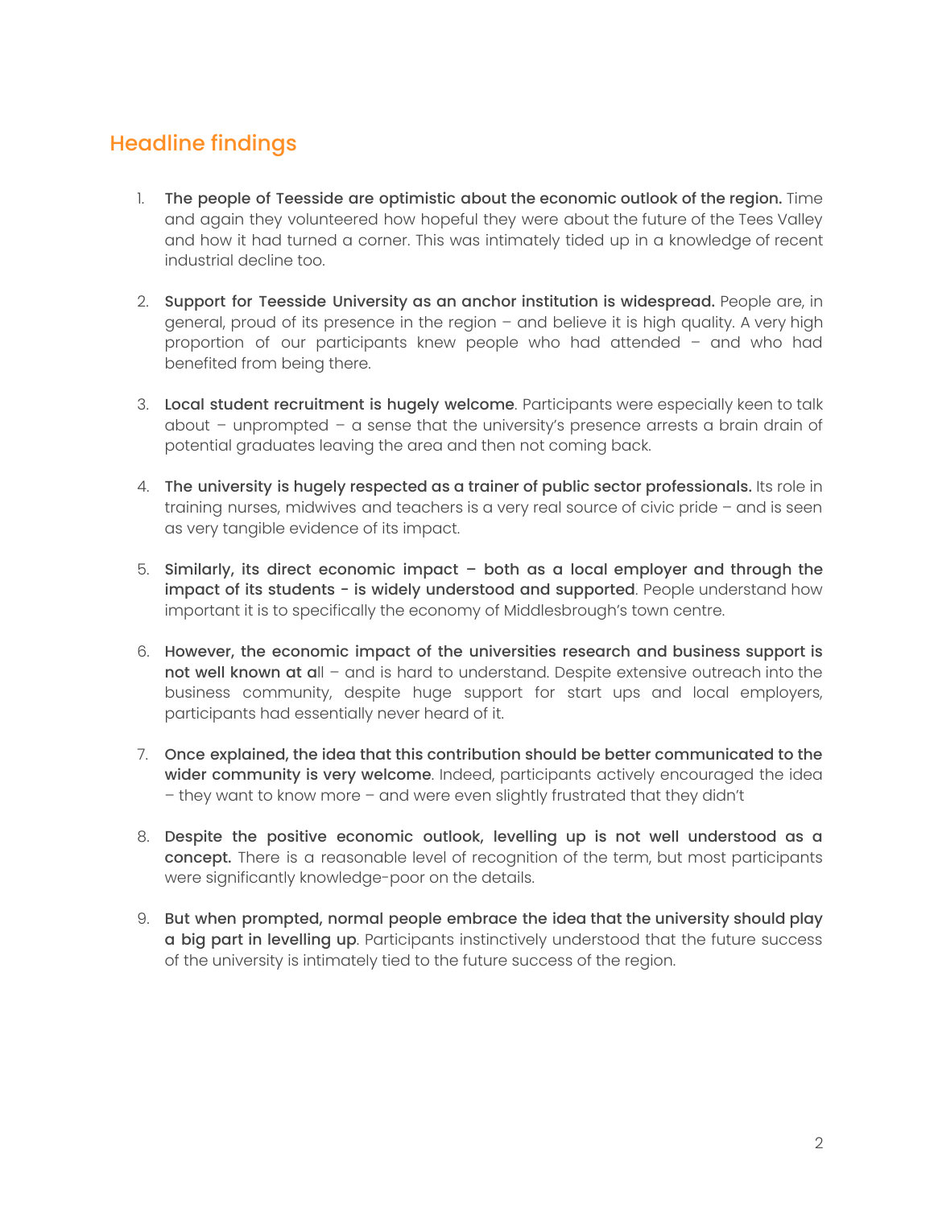## Headline findings

1. **The people of Teesside are optimistic about the economic outlook of the region.** Time and again they volunteered how hopeful they were about the future of the Tees Valley and how it had turned a corner. This was intimately tied up in a knowledge of recent industrial decline too.

2. **Support for Teesside University as an anchor institution is widespread.** People are, in general, proud of its presence in the region – and believe it is high quality. A very high proportion of our participants knew people who had attended – and who had benefited from being there.

3. **Local student recruitment is hugely welcome**. Participants were especially keen to talk about – unprompted – a sense that the university's presence arrests a brain drain of potential graduates leaving the area and then not coming back.

4. **The university is hugely respected as a trainer of public sector professionals.** Its role in training nurses, midwives and teachers is a very real source of civic pride – and is seen as very tangible evidence of its impact.

5. **Similarly, its direct economic impact – both as a local employer and through the impact of its students - is widely understood and supported**. People understand how important it is to specifically the economy of Middlesbrough's town centre.

6. **However, the economic impact of the universities research and business support is not well known at a**ll – and is hard to understand. Despite extensive outreach into the business community, despite huge support for start ups and local employers, participants had essentially never heard of it.

7. **Once explained, the idea that this contribution should be better communicated to the wider community is very welcome**. Indeed, participants actively encouraged the idea – they want to know more – and were even slightly frustrated that they didn't

8. **Despite the positive economic outlook, levelling up is not well understood as a concept.** There is a reasonable level of recognition of the term, but most participants were significantly knowledge-poor on the details.

9. **But when prompted, normal people embrace the idea that the university should play a big part in levelling up**. Participants instinctively understood that the future success of the university is intimately tied to the future success of the region.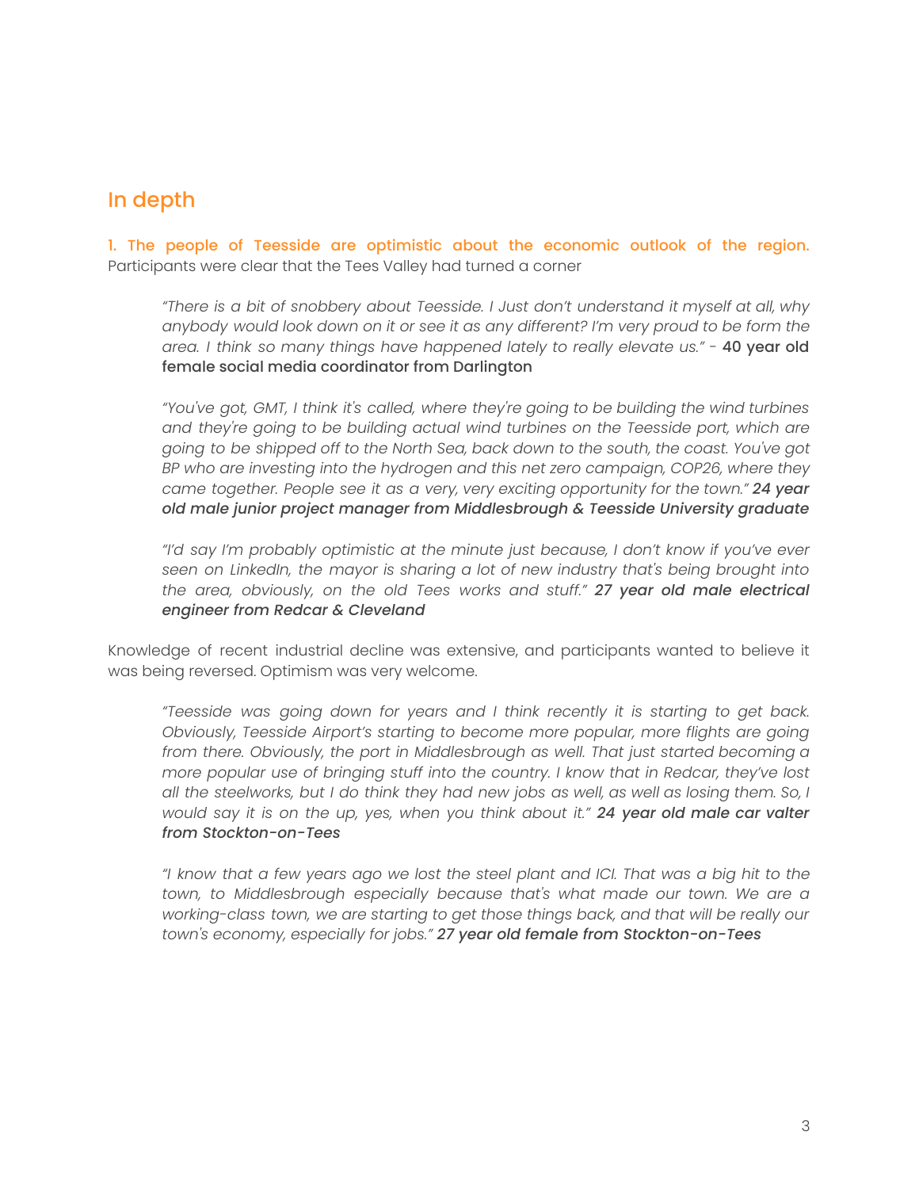## In depth

**1. The people of Teesside are optimistic about the economic outlook of the region.** Participants were clear that the Tees Valley had turned a corner

> *"There is a bit of snobbery about Teesside. I Just don't understand it myself at all, why anybody would look down on it or see it as any different? I'm very proud to be form the area. I think so many things have happened lately to really elevate us."* - **40 year old female social media coordinator from Darlington**

> *"You've got, GMT, I think it's called, where they're going to be building the wind turbines and they're going to be building actual wind turbines on the Teesside port, which are going to be shipped off to the North Sea, back down to the south, the coast. You've got BP who are investing into the hydrogen and this net zero campaign, COP26, where they came together. People see it as a very, very exciting opportunity for the town."* ***24 year old male junior project manager from Middlesbrough & Teesside University graduate***

> *"I'd say I'm probably optimistic at the minute just because, I don't know if you've ever seen on LinkedIn, the mayor is sharing a lot of new industry that's being brought into the area, obviously, on the old Tees works and stuff."* ***27 year old male electrical engineer from Redcar & Cleveland***

Knowledge of recent industrial decline was extensive, and participants wanted to believe it was being reversed. Optimism was very welcome.

> *"Teesside was going down for years and I think recently it is starting to get back. Obviously, Teesside Airport's starting to become more popular, more flights are going from there. Obviously, the port in Middlesbrough as well. That just started becoming a more popular use of bringing stuff into the country. I know that in Redcar, they've lost all the steelworks, but I do think they had new jobs as well, as well as losing them. So, I would say it is on the up, yes, when you think about it."* ***24 year old male car valter from Stockton-on-Tees***

> *"I know that a few years ago we lost the steel plant and ICI. That was a big hit to the town, to Middlesbrough especially because that's what made our town. We are a working-class town, we are starting to get those things back, and that will be really our town's economy, especially for jobs."* ***27 year old female from Stockton-on-Tees***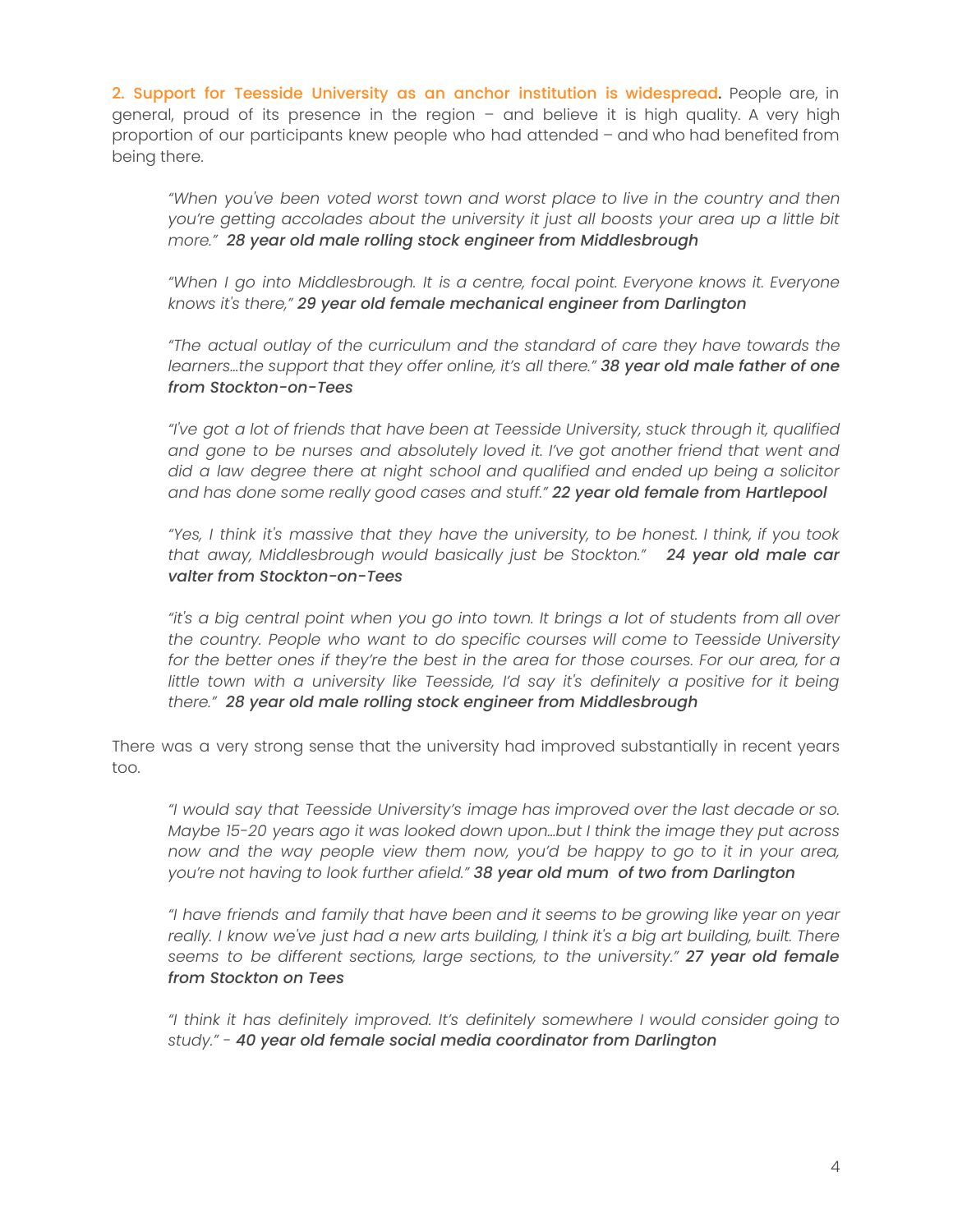**2. Support for Teesside University as an anchor institution is widespread.** People are, in general, proud of its presence in the region – and believe it is high quality. A very high proportion of our participants knew people who had attended – and who had benefited from being there.

> *"When you've been voted worst town and worst place to live in the country and then you're getting accolades about the university it just all boosts your area up a little bit more."* ***28 year old male rolling stock engineer from Middlesbrough***

> *"When I go into Middlesbrough. It is a centre, focal point. Everyone knows it. Everyone knows it's there,"* ***29 year old female mechanical engineer from Darlington***

> *"The actual outlay of the curriculum and the standard of care they have towards the learners…the support that they offer online, it's all there."* ***38 year old male father of one from Stockton-on-Tees***

> *"I've got a lot of friends that have been at Teesside University, stuck through it, qualified and gone to be nurses and absolutely loved it. I've got another friend that went and did a law degree there at night school and qualified and ended up being a solicitor and has done some really good cases and stuff."* ***22 year old female from Hartlepool***

> *"Yes, I think it's massive that they have the university, to be honest. I think, if you took that away, Middlesbrough would basically just be Stockton."* ***24 year old male car valter from Stockton-on-Tees***

> *"it's a big central point when you go into town. It brings a lot of students from all over the country. People who want to do specific courses will come to Teesside University for the better ones if they're the best in the area for those courses. For our area, for a little town with a university like Teesside, I'd say it's definitely a positive for it being there."* ***28 year old male rolling stock engineer from Middlesbrough***

There was a very strong sense that the university had improved substantially in recent years too.

> *"I would say that Teesside University's image has improved over the last decade or so. Maybe 15-20 years ago it was looked down upon…but I think the image they put across now and the way people view them now, you'd be happy to go to it in your area, you're not having to look further afield."* ***38 year old mum of two from Darlington***

> *"I have friends and family that have been and it seems to be growing like year on year really. I know we've just had a new arts building, I think it's a big art building, built. There seems to be different sections, large sections, to the university."* ***27 year old female from Stockton on Tees***

> *"I think it has definitely improved. It's definitely somewhere I would consider going to study."* - ***40 year old female social media coordinator from Darlington***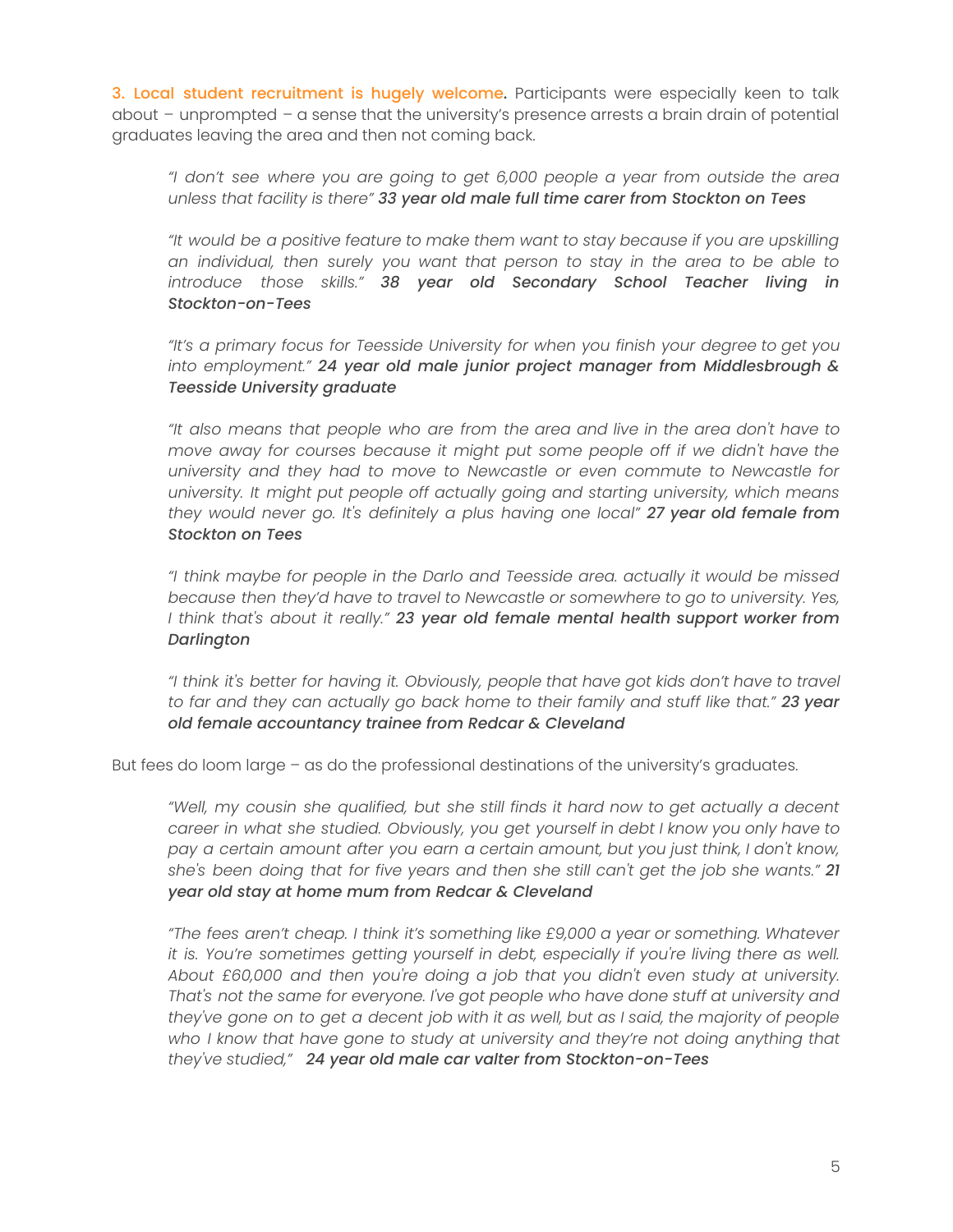**3. Local student recruitment is hugely welcome.** Participants were especially keen to talk about – unprompted – a sense that the university's presence arrests a brain drain of potential graduates leaving the area and then not coming back.

> *"I don't see where you are going to get 6,000 people a year from outside the area unless that facility is there"* ***33 year old male full time carer from Stockton on Tees***

> *"It would be a positive feature to make them want to stay because if you are upskilling an individual, then surely you want that person to stay in the area to be able to introduce those skills."* ***38 year old Secondary School Teacher living in Stockton-on-Tees***

> *"It's a primary focus for Teesside University for when you finish your degree to get you into employment."* ***24 year old male junior project manager from Middlesbrough & Teesside University graduate***

> *"It also means that people who are from the area and live in the area don't have to move away for courses because it might put some people off if we didn't have the university and they had to move to Newcastle or even commute to Newcastle for university. It might put people off actually going and starting university, which means they would never go. It's definitely a plus having one local"* ***27 year old female from Stockton on Tees***

> *"I think maybe for people in the Darlo and Teesside area. actually it would be missed because then they'd have to travel to Newcastle or somewhere to go to university. Yes, I think that's about it really."* ***23 year old female mental health support worker from Darlington***

> *"I think it's better for having it. Obviously, people that have got kids don't have to travel to far and they can actually go back home to their family and stuff like that."* ***23 year old female accountancy trainee from Redcar & Cleveland***

But fees do loom large – as do the professional destinations of the university's graduates.

> *"Well, my cousin she qualified, but she still finds it hard now to get actually a decent career in what she studied. Obviously, you get yourself in debt I know you only have to pay a certain amount after you earn a certain amount, but you just think, I don't know, she's been doing that for five years and then she still can't get the job she wants."* ***21 year old stay at home mum from Redcar & Cleveland***

> *"The fees aren't cheap. I think it's something like £9,000 a year or something. Whatever it is. You're sometimes getting yourself in debt, especially if you're living there as well. About £60,000 and then you're doing a job that you didn't even study at university. That's not the same for everyone. I've got people who have done stuff at university and they've gone on to get a decent job with it as well, but as I said, the majority of people who I know that have gone to study at university and they're not doing anything that they've studied,"* ***24 year old male car valter from Stockton-on-Tees***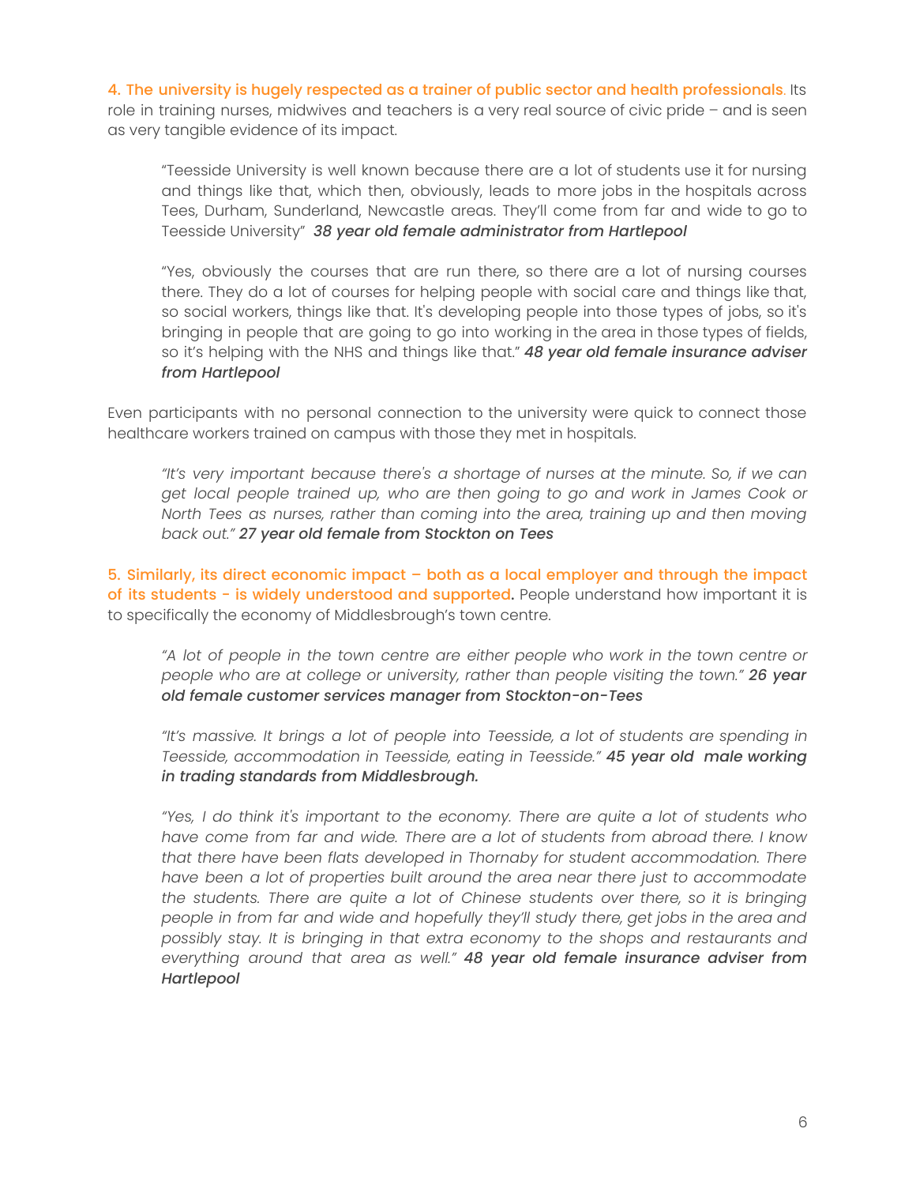**4. The university is hugely respected as a trainer of public sector and health professionals**. Its role in training nurses, midwives and teachers is a very real source of civic pride – and is seen as very tangible evidence of its impact.

> "Teesside University is well known because there are a lot of students use it for nursing and things like that, which then, obviously, leads to more jobs in the hospitals across Tees, Durham, Sunderland, Newcastle areas. They'll come from far and wide to go to Teesside University" ***38 year old female administrator from Hartlepool***

> "Yes, obviously the courses that are run there, so there are a lot of nursing courses there. They do a lot of courses for helping people with social care and things like that, so social workers, things like that. It's developing people into those types of jobs, so it's bringing in people that are going to go into working in the area in those types of fields, so it's helping with the NHS and things like that." ***48 year old female insurance adviser from Hartlepool***

Even participants with no personal connection to the university were quick to connect those healthcare workers trained on campus with those they met in hospitals.

> *"It's very important because there's a shortage of nurses at the minute. So, if we can get local people trained up, who are then going to go and work in James Cook or North Tees as nurses, rather than coming into the area, training up and then moving back out."* ***27 year old female from Stockton on Tees***

**5. Similarly, its direct economic impact – both as a local employer and through the impact of its students - is widely understood and supported.** People understand how important it is to specifically the economy of Middlesbrough's town centre.

> *"A lot of people in the town centre are either people who work in the town centre or people who are at college or university, rather than people visiting the town."* ***26 year old female customer services manager from Stockton-on-Tees***

> *"It's massive. It brings a lot of people into Teesside, a lot of students are spending in Teesside, accommodation in Teesside, eating in Teesside."* ***45 year old male working in trading standards from Middlesbrough.***

> *"Yes, I do think it's important to the economy. There are quite a lot of students who have come from far and wide. There are a lot of students from abroad there. I know that there have been flats developed in Thornaby for student accommodation. There have been a lot of properties built around the area near there just to accommodate the students. There are quite a lot of Chinese students over there, so it is bringing people in from far and wide and hopefully they'll study there, get jobs in the area and possibly stay. It is bringing in that extra economy to the shops and restaurants and everything around that area as well."* ***48 year old female insurance adviser from Hartlepool***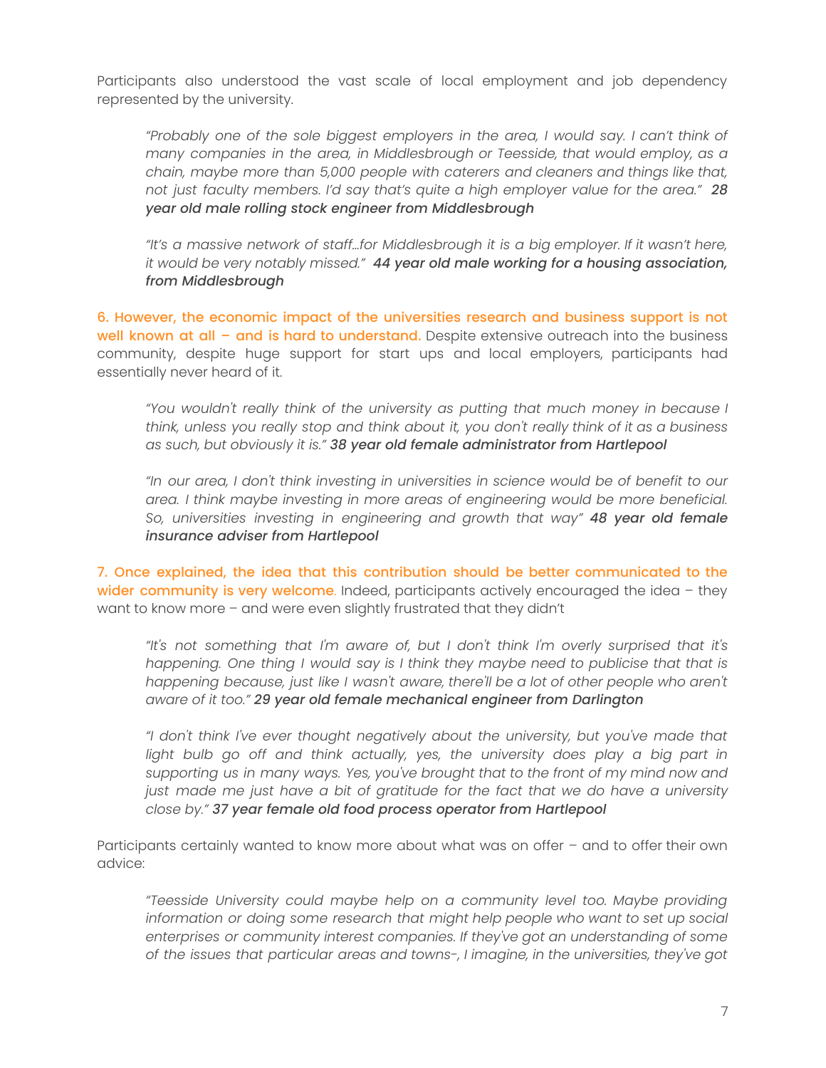Participants also understood the vast scale of local employment and job dependency represented by the university.

> *"Probably one of the sole biggest employers in the area, I would say. I can't think of many companies in the area, in Middlesbrough or Teesside, that would employ, as a chain, maybe more than 5,000 people with caterers and cleaners and things like that, not just faculty members. I'd say that's quite a high employer value for the area."* ***28 year old male rolling stock engineer from Middlesbrough***

> *"It's a massive network of staff…for Middlesbrough it is a big employer. If it wasn't here, it would be very notably missed."* ***44 year old male working for a housing association, from Middlesbrough***

**6. However, the economic impact of the universities research and business support is not well known at all – and is hard to understand.** Despite extensive outreach into the business community, despite huge support for start ups and local employers, participants had essentially never heard of it.

> *"You wouldn't really think of the university as putting that much money in because I think, unless you really stop and think about it, you don't really think of it as a business as such, but obviously it is."* ***38 year old female administrator from Hartlepool***

> *"In our area, I don't think investing in universities in science would be of benefit to our area. I think maybe investing in more areas of engineering would be more beneficial. So, universities investing in engineering and growth that way"* ***48 year old female insurance adviser from Hartlepool***

**7. Once explained, the idea that this contribution should be better communicated to the wider community is very welcome**. Indeed, participants actively encouraged the idea – they want to know more – and were even slightly frustrated that they didn't

> *"It's not something that I'm aware of, but I don't think I'm overly surprised that it's happening. One thing I would say is I think they maybe need to publicise that that is happening because, just like I wasn't aware, there'll be a lot of other people who aren't aware of it too."* ***29 year old female mechanical engineer from Darlington***

> *"I don't think I've ever thought negatively about the university, but you've made that light bulb go off and think actually, yes, the university does play a big part in supporting us in many ways. Yes, you've brought that to the front of my mind now and just made me just have a bit of gratitude for the fact that we do have a university close by."* ***37 year female old food process operator from Hartlepool***

Participants certainly wanted to know more about what was on offer – and to offer their own advice:

> *"Teesside University could maybe help on a community level too. Maybe providing information or doing some research that might help people who want to set up social enterprises or community interest companies. If they've got an understanding of some of the issues that particular areas and towns-, I imagine, in the universities, they've got*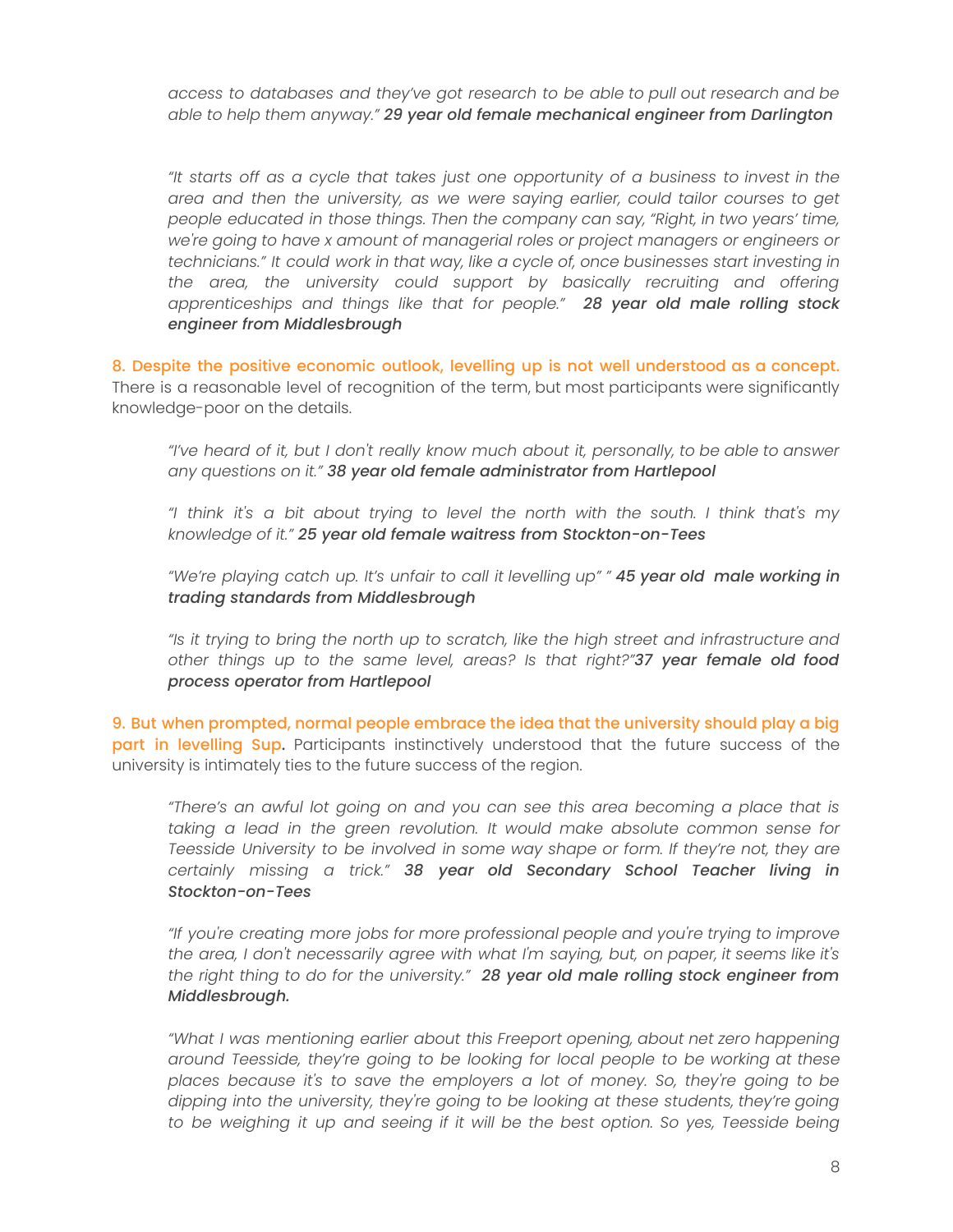*access to databases and they've got research to be able to pull out research and be able to help them anyway."* ***29 year old female mechanical engineer from Darlington***

*"It starts off as a cycle that takes just one opportunity of a business to invest in the area and then the university, as we were saying earlier, could tailor courses to get people educated in those things. Then the company can say, "Right, in two years' time, we're going to have x amount of managerial roles or project managers or engineers or technicians." It could work in that way, like a cycle of, once businesses start investing in the area, the university could support by basically recruiting and offering apprenticeships and things like that for people."* ***28 year old male rolling stock engineer from Middlesbrough***

**8. Despite the positive economic outlook, levelling up is not well understood as a concept.** There is a reasonable level of recognition of the term, but most participants were significantly knowledge-poor on the details.

*"I've heard of it, but I don't really know much about it, personally, to be able to answer any questions on it."* ***38 year old female administrator from Hartlepool***

*"I think it's a bit about trying to level the north with the south. I think that's my knowledge of it."* ***25 year old female waitress from Stockton-on-Tees***

*"We're playing catch up. It's unfair to call it levelling up" "* ***45 year old male working in trading standards from Middlesbrough***

*"Is it trying to bring the north up to scratch, like the high street and infrastructure and other things up to the same level, areas? Is that right?"* ***37 year female old food process operator from Hartlepool***

**9. But when prompted, normal people embrace the idea that the university should play a big part in levelling Sup.** Participants instinctively understood that the future success of the university is intimately ties to the future success of the region.

*"There's an awful lot going on and you can see this area becoming a place that is taking a lead in the green revolution. It would make absolute common sense for Teesside University to be involved in some way shape or form. If they're not, they are certainly missing a trick."* ***38 year old Secondary School Teacher living in Stockton-on-Tees***

*"If you're creating more jobs for more professional people and you're trying to improve the area, I don't necessarily agree with what I'm saying, but, on paper, it seems like it's the right thing to do for the university."* ***28 year old male rolling stock engineer from Middlesbrough.***

*"What I was mentioning earlier about this Freeport opening, about net zero happening around Teesside, they're going to be looking for local people to be working at these places because it's to save the employers a lot of money. So, they're going to be dipping into the university, they're going to be looking at these students, they're going to be weighing it up and seeing if it will be the best option. So yes, Teesside being*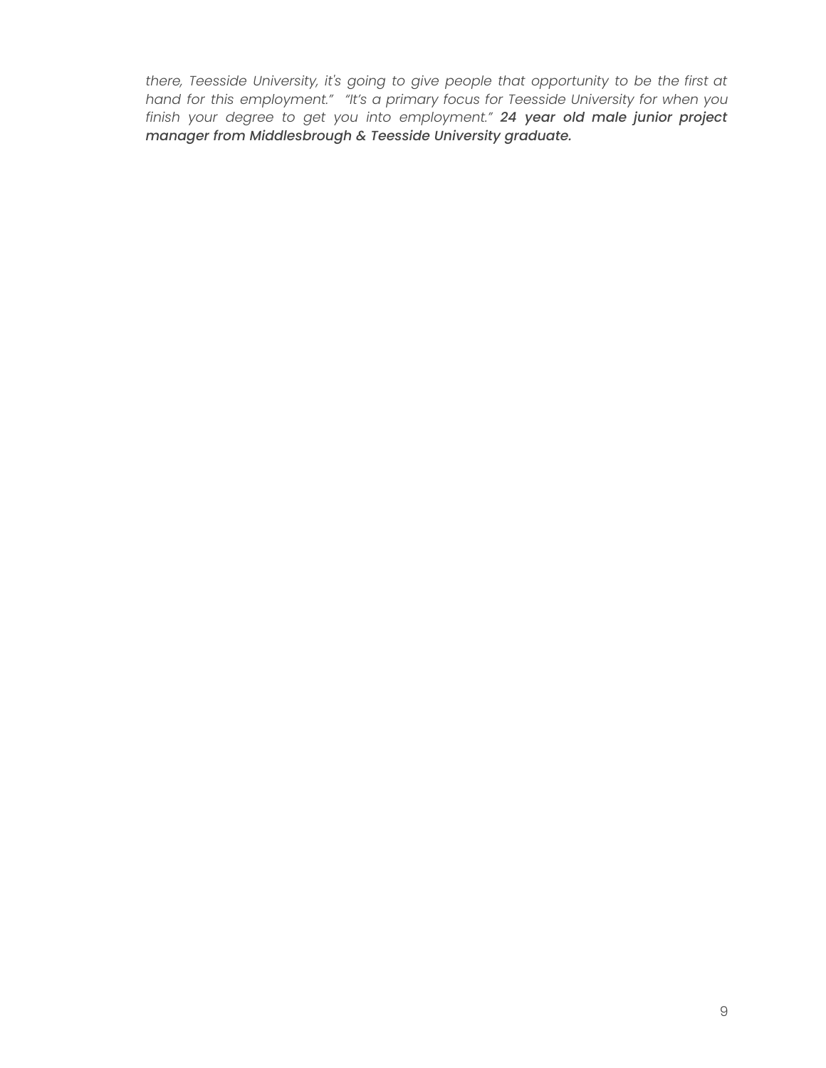*there, Teesside University, it's going to give people that opportunity to be the first at hand for this employment." "It's a primary focus for Teesside University for when you finish your degree to get you into employment."* ***24 year old male junior project manager from Middlesbrough & Teesside University graduate.***